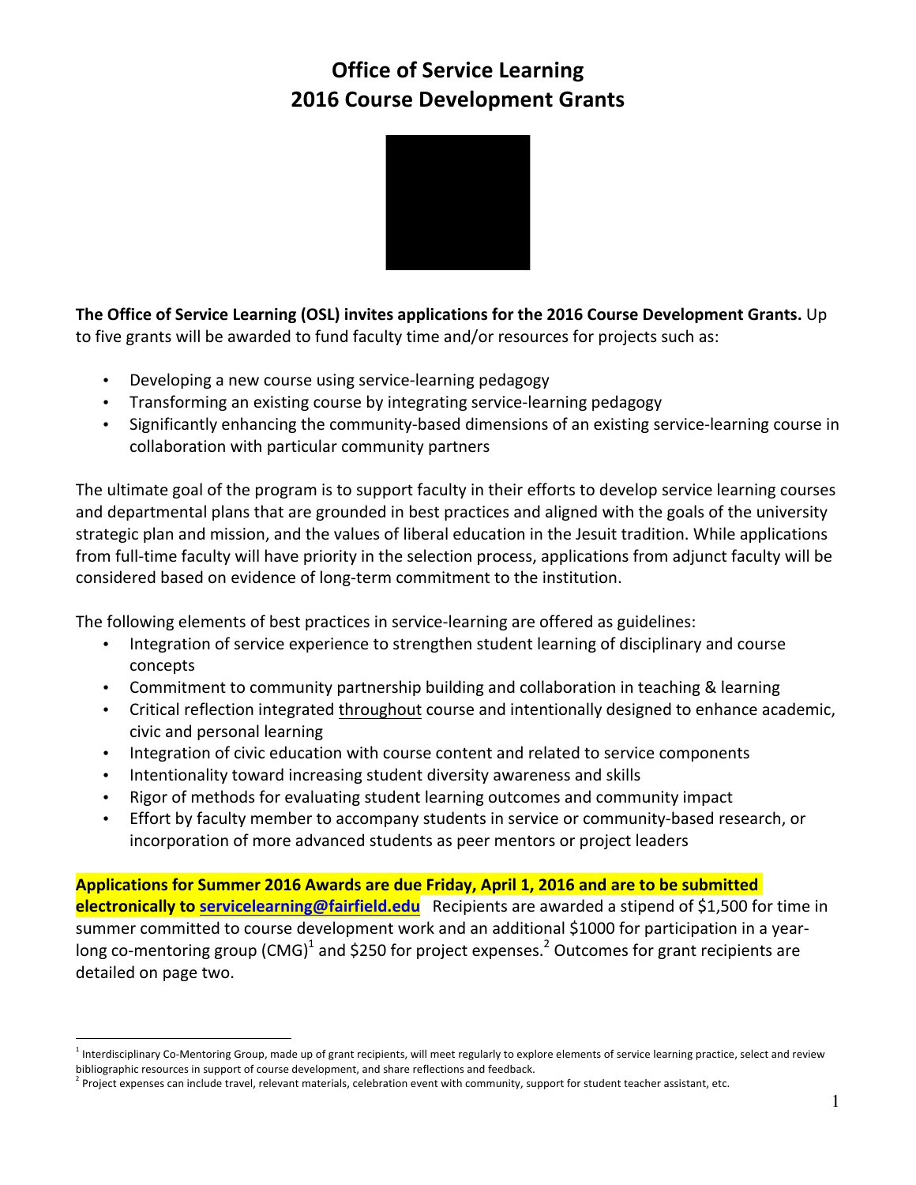# Office of Service Learning
# 2016 Course Development Grants

**The Office of Service Learning (OSL) invites applications for the 2016 Course Development Grants.** Up to five grants will be awarded to fund faculty time and/or resources for projects such as:

- Developing a new course using service-learning pedagogy
- Transforming an existing course by integrating service-learning pedagogy
- Significantly enhancing the community-based dimensions of an existing service-learning course in collaboration with particular community partners

The ultimate goal of the program is to support faculty in their efforts to develop service learning courses and departmental plans that are grounded in best practices and aligned with the goals of the university strategic plan and mission, and the values of liberal education in the Jesuit tradition. While applications from full-time faculty will have priority in the selection process, applications from adjunct faculty will be considered based on evidence of long-term commitment to the institution.

The following elements of best practices in service-learning are offered as guidelines:

- Integration of service experience to strengthen student learning of disciplinary and course concepts
- Commitment to community partnership building and collaboration in teaching & learning
- Critical reflection integrated throughout course and intentionally designed to enhance academic, civic and personal learning
- Integration of civic education with course content and related to service components
- Intentionality toward increasing student diversity awareness and skills
- Rigor of methods for evaluating student learning outcomes and community impact
- Effort by faculty member to accompany students in service or community-based research, or incorporation of more advanced students as peer mentors or project leaders

**Applications for Summer 2016 Awards are due Friday, April 1, 2016 and are to be submitted electronically to servicelearning@fairfield.edu** Recipients are awarded a stipend of $1,500 for time in summer committed to course development work and an additional $1000 for participation in a year-long co-mentoring group (CMG)[1] and $250 for project expenses.[2] Outcomes for grant recipients are detailed on page two.

---

[1] Interdisciplinary Co-Mentoring Group, made up of grant recipients, will meet regularly to explore elements of service learning practice, select and review bibliographic resources in support of course development, and share reflections and feedback.

[2] Project expenses can include travel, relevant materials, celebration event with community, support for student teacher assistant, etc.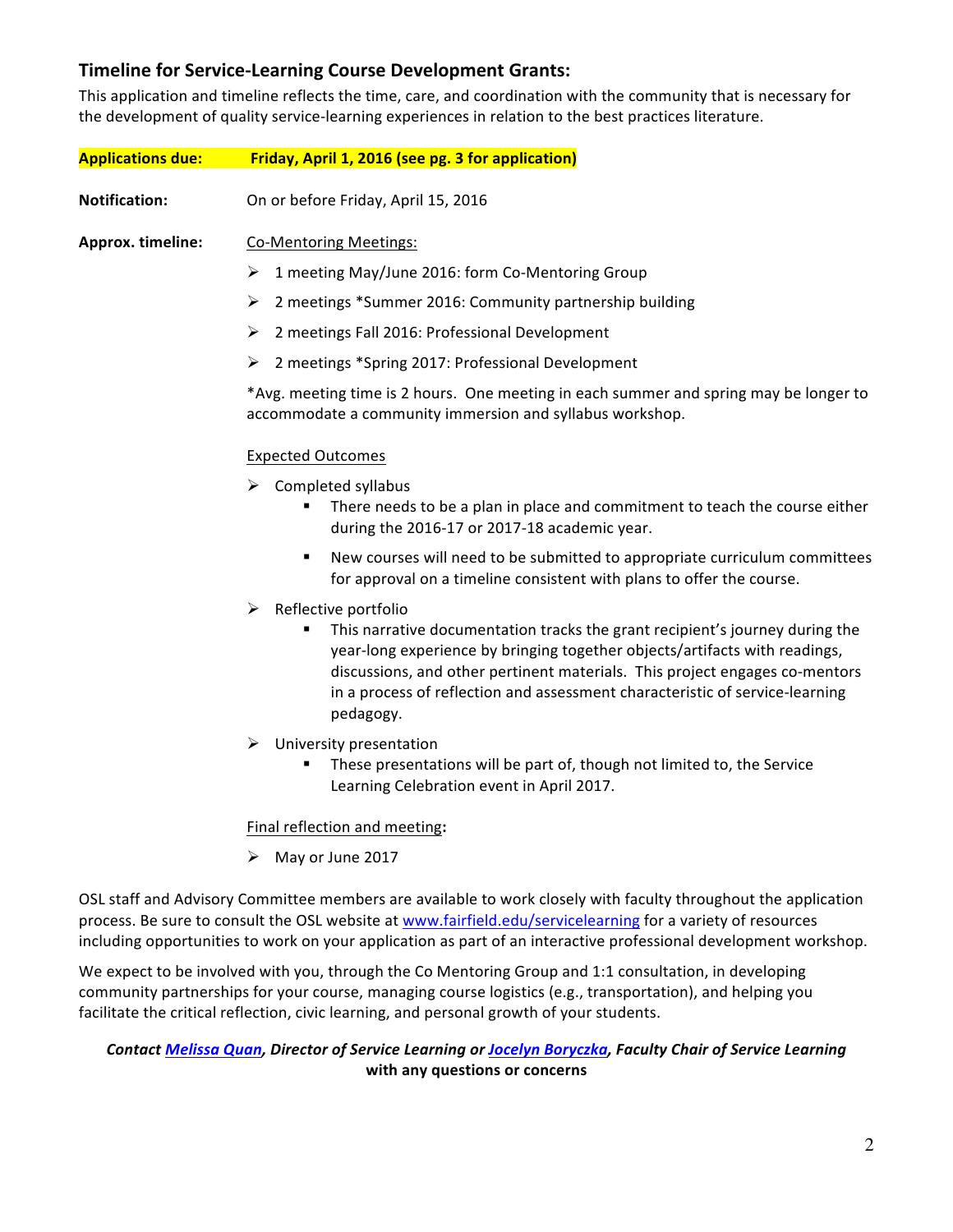## Timeline for Service-Learning Course Development Grants:

This application and timeline reflects the time, care, and coordination with the community that is necessary for the development of quality service-learning experiences in relation to the best practices literature.

**Applications due:** **Friday, April 1, 2016 (see pg. 3 for application)**

**Notification:** On or before Friday, April 15, 2016

**Approx. timeline:**

Co-Mentoring Meetings:

- 1 meeting May/June 2016: form Co-Mentoring Group
- 2 meetings *Summer 2016: Community partnership building
- 2 meetings Fall 2016: Professional Development
- 2 meetings *Spring 2017: Professional Development

*Avg. meeting time is 2 hours. One meeting in each summer and spring may be longer to accommodate a community immersion and syllabus workshop.

Expected Outcomes

- Completed syllabus
  - There needs to be a plan in place and commitment to teach the course either during the 2016-17 or 2017-18 academic year.
  - New courses will need to be submitted to appropriate curriculum committees for approval on a timeline consistent with plans to offer the course.
- Reflective portfolio
  - This narrative documentation tracks the grant recipient's journey during the year-long experience by bringing together objects/artifacts with readings, discussions, and other pertinent materials. This project engages co-mentors in a process of reflection and assessment characteristic of service-learning pedagogy.
- University presentation
  - These presentations will be part of, though not limited to, the Service Learning Celebration event in April 2017.

Final reflection and meeting**:**

- May or June 2017

OSL staff and Advisory Committee members are available to work closely with faculty throughout the application process. Be sure to consult the OSL website at www.fairfield.edu/servicelearning for a variety of resources including opportunities to work on your application as part of an interactive professional development workshop.

We expect to be involved with you, through the Co Mentoring Group and 1:1 consultation, in developing community partnerships for your course, managing course logistics (e.g., transportation), and helping you facilitate the critical reflection, civic learning, and personal growth of your students.

***Contact Melissa Quan, Director of Service Learning or Jocelyn Boryczka, Faculty Chair of Service Learning* with any questions or concerns**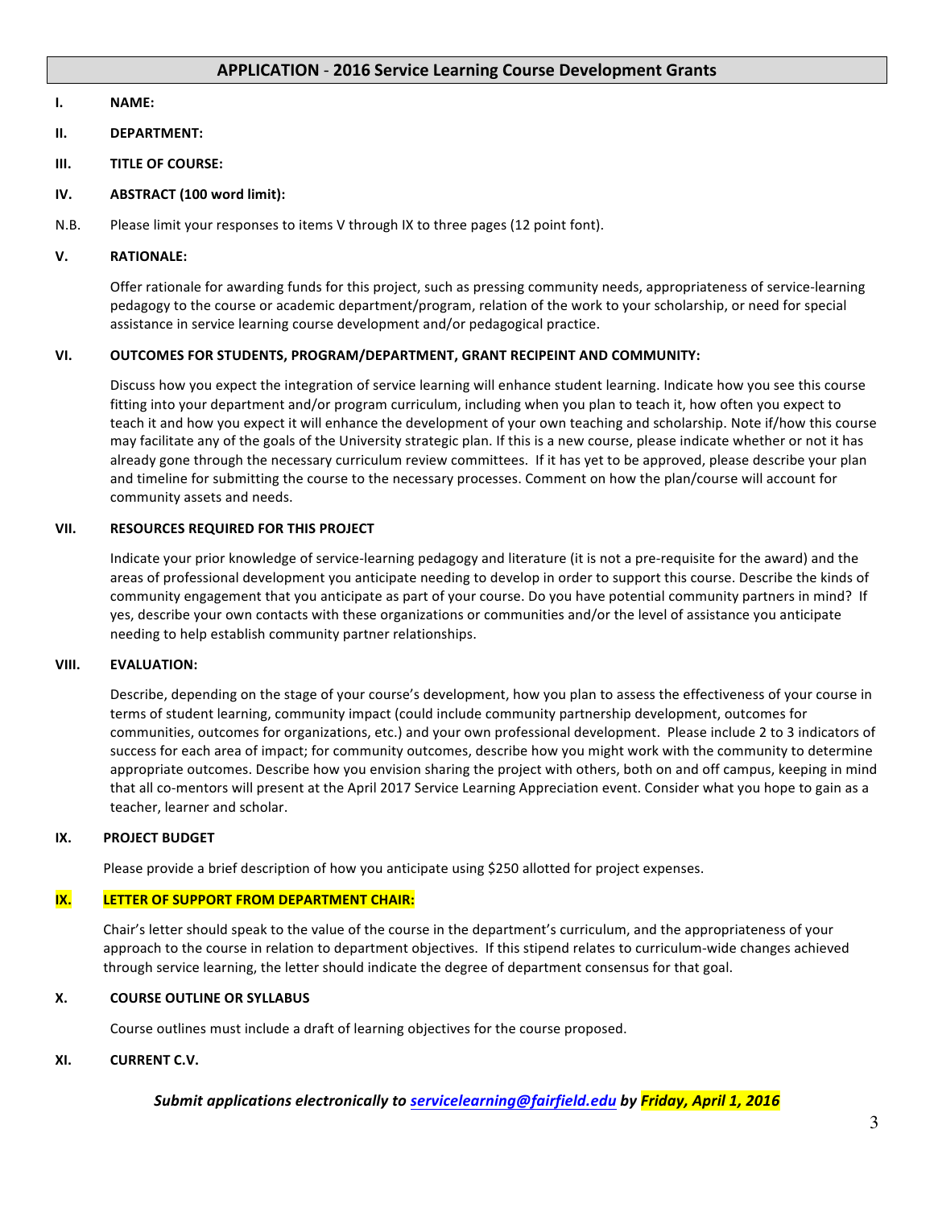## APPLICATION - 2016 Service Learning Course Development Grants

**I. NAME:**

**II. DEPARTMENT:**

**III. TITLE OF COURSE:**

**IV. ABSTRACT (100 word limit):**

N.B. Please limit your responses to items V through IX to three pages (12 point font).

**V. RATIONALE:**

Offer rationale for awarding funds for this project, such as pressing community needs, appropriateness of service-learning pedagogy to the course or academic department/program, relation of the work to your scholarship, or need for special assistance in service learning course development and/or pedagogical practice.

**VI. OUTCOMES FOR STUDENTS, PROGRAM/DEPARTMENT, GRANT RECIPEINT AND COMMUNITY:**

Discuss how you expect the integration of service learning will enhance student learning. Indicate how you see this course fitting into your department and/or program curriculum, including when you plan to teach it, how often you expect to teach it and how you expect it will enhance the development of your own teaching and scholarship. Note if/how this course may facilitate any of the goals of the University strategic plan. If this is a new course, please indicate whether or not it has already gone through the necessary curriculum review committees. If it has yet to be approved, please describe your plan and timeline for submitting the course to the necessary processes. Comment on how the plan/course will account for community assets and needs.

**VII. RESOURCES REQUIRED FOR THIS PROJECT**

Indicate your prior knowledge of service-learning pedagogy and literature (it is not a pre-requisite for the award) and the areas of professional development you anticipate needing to develop in order to support this course. Describe the kinds of community engagement that you anticipate as part of your course. Do you have potential community partners in mind? If yes, describe your own contacts with these organizations or communities and/or the level of assistance you anticipate needing to help establish community partner relationships.

**VIII. EVALUATION:**

Describe, depending on the stage of your course's development, how you plan to assess the effectiveness of your course in terms of student learning, community impact (could include community partnership development, outcomes for communities, outcomes for organizations, etc.) and your own professional development. Please include 2 to 3 indicators of success for each area of impact; for community outcomes, describe how you might work with the community to determine appropriate outcomes. Describe how you envision sharing the project with others, both on and off campus, keeping in mind that all co-mentors will present at the April 2017 Service Learning Appreciation event. Consider what you hope to gain as a teacher, learner and scholar.

**IX. PROJECT BUDGET**

Please provide a brief description of how you anticipate using $250 allotted for project expenses.

**IX. LETTER OF SUPPORT FROM DEPARTMENT CHAIR:**

Chair's letter should speak to the value of the course in the department's curriculum, and the appropriateness of your approach to the course in relation to department objectives. If this stipend relates to curriculum-wide changes achieved through service learning, the letter should indicate the degree of department consensus for that goal.

**X. COURSE OUTLINE OR SYLLABUS**

Course outlines must include a draft of learning objectives for the course proposed.

**XI. CURRENT C.V.**

***Submit applications electronically to servicelearning@fairfield.edu by Friday, April 1, 2016***